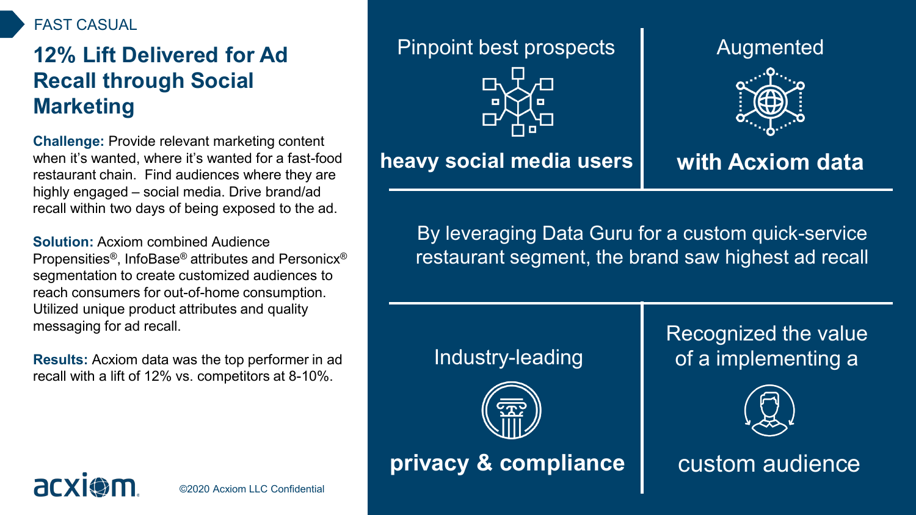FAST CASUAL

# 12% Lift Delivered for Ad Recall through Social Marketing

**Challenge:** Provide relevant marketing content when it's wanted, where it's wanted for a fast-food restaurant chain. Find audiences where they are highly engaged – social media. Drive brand/ad recall within two days of being exposed to the ad.

**Solution:** Acxiom combined Audience Propensities®, InfoBase® attributes and Personicx® segmentation to create customized audiences to reach consumers for out-of-home consumption. Utilized unique product attributes and quality messaging for ad recall.

**Results:** Acxiom data was the top performer in ad recall with a lift of 12% vs. competitors at 8-10%.

Pinpoint best prospects

**heavy social media users**

Augmented

**with Acxiom data**

By leveraging Data Guru for a custom quick-service restaurant segment, the brand saw highest ad recall

Industry-leading

**privacy & compliance**

Recognized the value of a implementing a

custom audience

©2020 Acxiom LLC Confidential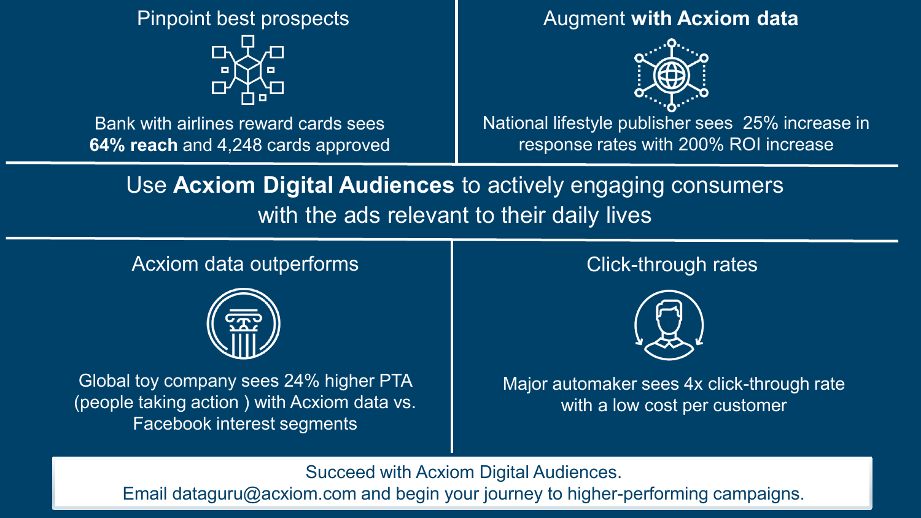## Pinpoint best prospects

Bank with airlines reward cards sees **64% reach** and 4,248 cards approved

## Augment **with Acxiom data**

National lifestyle publisher sees 25% increase in response rates with 200% ROI increase

## Use **Acxiom Digital Audiences** to actively engaging consumers with the ads relevant to their daily lives

## Acxiom data outperforms

Global toy company sees 24% higher PTA (people taking action ) with Acxiom data vs. Facebook interest segments

## Click-through rates

Major automaker sees 4x click-through rate with a low cost per customer

Succeed with Acxiom Digital Audiences.
Email dataguru@acxiom.com and begin your journey to higher-performing campaigns.